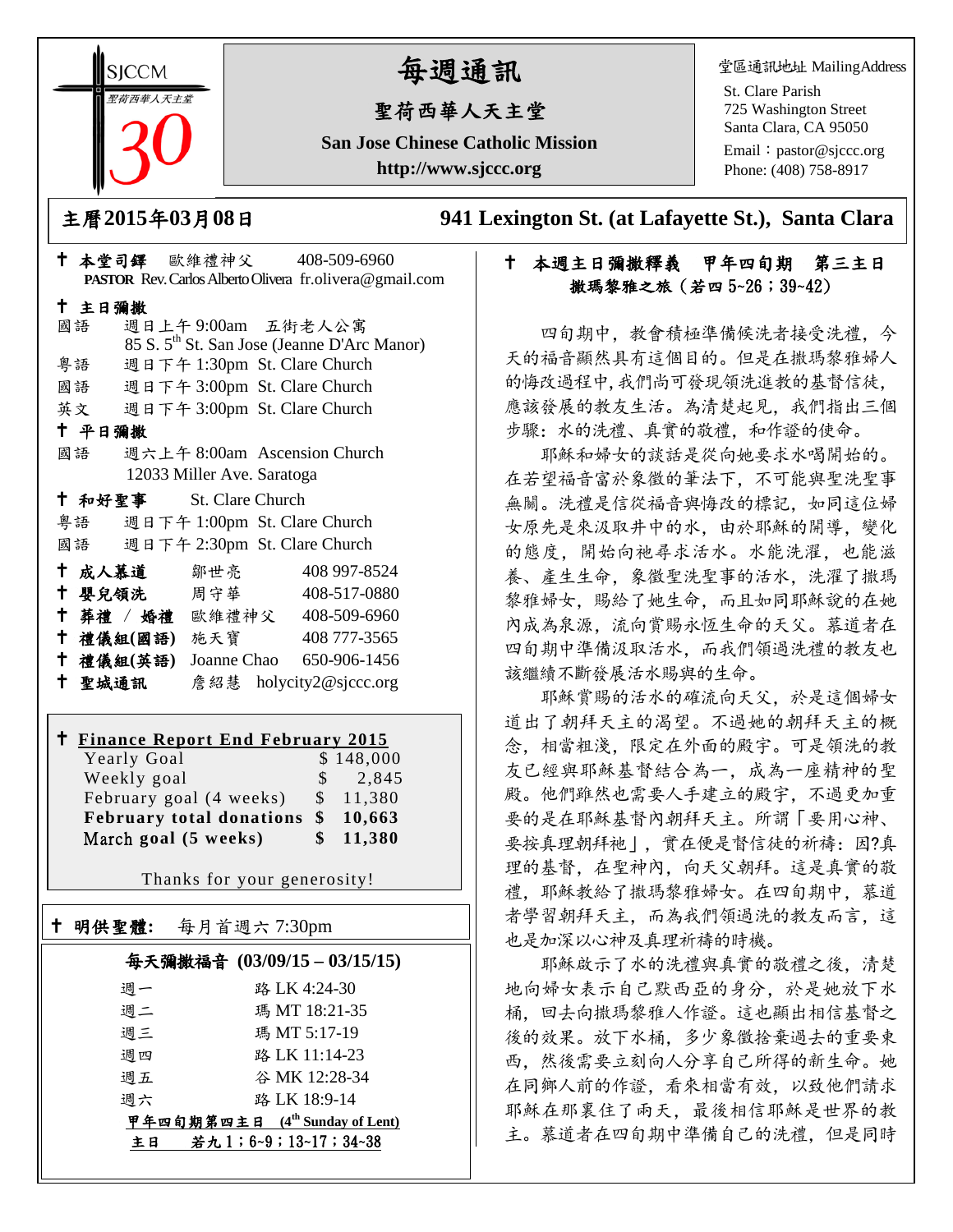SJCCM 聖荷西華人天主堂 30

# 每週通訊

## 聖荷西華人天主堂

**San Jose Chinese Catholic Mission**

**http://www.sjccc.org**

堂區通訊地址 MailingAddress

St. Clare Parish
725 Washington Street
Santa Clara, CA 95050
Email：pastor@sjccc.org
Phone: (408) 758-8917

**主曆2015年03月08日** **941 Lexington St. (at Lafayette St.), Santa Clara**

✝ **本堂司鐸** 歐維禮神父 408-509-6960
**PASTOR** Rev. Carlos Alberto Olivera fr.olivera@gmail.com

✝ **主日彌撒**

國語 週日上午 9:00am 五街老人公寓
85 S. 5th St. San Jose (Jeanne D'Arc Manor)

粵語 週日下午 1:30pm St. Clare Church

國語 週日下午 3:00pm St. Clare Church

英文 週日下午 3:00pm St. Clare Church

✝ **平日彌撒**

國語 週六上午 8:00am Ascension Church
12033 Miller Ave. Saratoga

✝ **和好聖事** St. Clare Church

粵語 週日下午 1:00pm St. Clare Church

國語 週日下午 2:30pm St. Clare Church

✝ **成人慕道** 鄒世亮 408 997-8524

✝ **嬰兒領洗** 周守華 408-517-0880

✝ **葬禮 / 婚禮** 歐維禮神父 408-509-6960

✝ **禮儀組(國語)** 施天寶 408 777-3565

✝ **禮儀組(英語)** Joanne Chao 650-906-1456

✝ **聖城通訊** 詹紹慧 holycity2@sjccc.org

✝ **Finance Report End February 2015**

| | |
|---|---|
| Yearly Goal | $ 148,000 |
| Weekly goal | $ 2,845 |
| February goal (4 weeks) | $ 11,380 |
| **February total donations** | **$ 10,663** |
| **March goal (5 weeks)** | **$ 11,380** |

Thanks for your generosity!

✝ **明供聖體:** 每月首週六 7:30pm

**每天彌撒福音 (03/09/15 – 03/15/15)**

| | |
|---|---|
| 週一 | 路 LK 4:24-30 |
| 週二 | 瑪 MT 18:21-35 |
| 週三 | 瑪 MT 5:17-19 |
| 週四 | 路 LK 11:14-23 |
| 週五 | 谷 MK 12:28-34 |
| 週六 | 路 LK 18:9-14 |

**甲年四旬期第四主日 (4th Sunday of Lent)**

**主日 若九 1；6~9；13~17；34~38**

✝ **本週主日彌撒釋義 甲年四旬期 第三主日**
**撒瑪黎雅之旅（若四 5~26；39~42）**

四旬期中，教會積極準備候洗者接受洗禮，今天的福音顯然具有這個目的。但是在撒瑪黎雅婦人的悔改過程中,我們尚可發現領洗進教的基督信徒,應該發展的教友生活。為清楚起見，我們指出三個步驟：水的洗禮、真實的敬禮，和作證的使命。

耶穌和婦女的談話是從向她要求水喝開始的。在若望福音富於象徵的筆法下，不可能與聖洗聖事無關。洗禮是信從福音與悔改的標記，如同這位婦女原先是來汲取井中的水，由於耶穌的開導，變化的態度，開始向祂尋求活水。水能洗濯，也能滋養、產生生命，象徵聖洗聖事的活水，洗濯了撒瑪黎雅婦女，賜給了她生命，而且如同耶穌說的在她內成為泉源，流向賞賜永恆生命的天父。慕道者在四旬期中準備汲取活水，而我們領過洗禮的教友也該繼續不斷發展活水賜與的生命。

耶穌賞賜的活水的確流向天父，於是這個婦女道出了朝拜天主的渴望。不過她的朝拜天主的概念，相當粗淺，限定在外面的殿宇。可是領洗的教友已經與耶穌基督結合為一，成為一座精神的聖殿。他們雖然也需要人手建立的殿宇，不過更加重要的是在耶穌基督內朝拜天主。所謂「要用心神、要按真理朝拜祂」，實在便是督信徒的祈禱：因?真理的基督，在聖神內，向天父朝拜。這是真實的敬禮，耶穌教給了撒瑪黎雅婦女。在四旬期中，慕道者學習朝拜天主，而為我們領過洗的教友而言，這也是加深以心神及真理祈禱的時機。

耶穌啟示了水的洗禮與真實的敬禮之後，清楚地向婦女表示自己默西亞的身分，於是她放下水桶，回去向撒瑪黎雅人作證。這也顯出相信基督之後的效果。放下水桶，多少象徵捨棄過去的重要東西，然後需要立刻向人分享自己所得的新生命。她在同鄉人前的作證，看來相當有效，以致他們請求耶穌在那裏住了兩天，最後相信耶穌是世界的救主。慕道者在四旬期中準備自己的洗禮，但是同時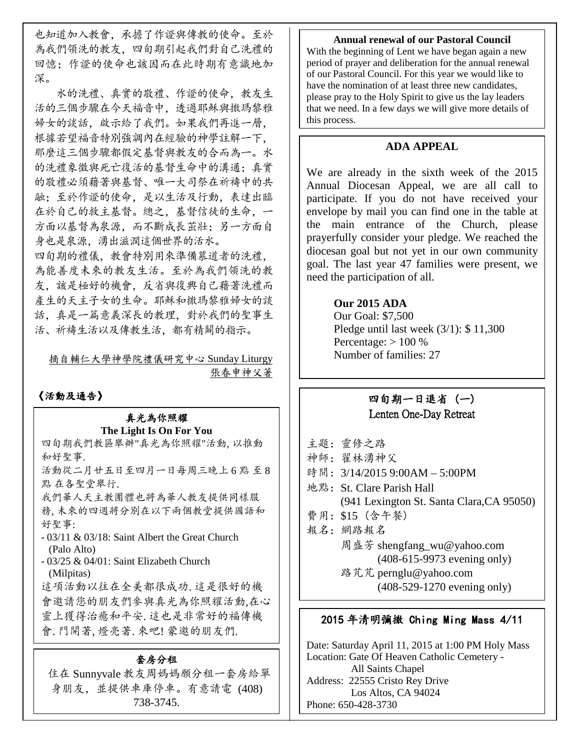也知道加入教會，承擔了作證與傳教的使命。至於為我們領洗的教友，四旬期引起我們對自己洗禮的回憶；作證的使命也該因而在此時期有意識地加深。

水的洗禮、真實的敬禮、作證的使命，教友生活的三個步驟在今天福音中，透過耶穌與撒瑪黎雅婦女的談話，啟示給了我們。如果我們再進一層，根據若望福音特別強調內在經驗的神學註解一下，那麼這三個步驟都假定基督與教友的合而為一。水的洗禮象徵與死亡復活的基督生命中的溝通；真實的敬禮必須藉著與基督、唯一大司祭在祈禱中的共融；至於作證的使命，是以生活及行動，表達出臨在於自己的救主基督。總之，基督信徒的生命，一方面以基督為泉源，而不斷成長茁壯；另一方面自身也是泉源，湧出滋潤這個世界的活水。

四旬期的禮儀，教會特別用來準備慕道者的洗禮，為能善度未來的教友生活。至於為我們領洗的教友，該是極好的機會，反省與復興自己藉著洗禮而產生的天主子女的生命。耶穌和撒瑪黎雅婦女的談話，真是一篇意義深長的教理，對於我們的聖事生活、祈禱生活以及傳教生活，都有精闢的指示。

摘自輔仁大學神學院禮儀研究中心 Sunday Liturgy
張春申神父著

## 《活動及通告》

### 真光為你照耀
**The Light Is On For You**

四旬期我們教區舉辦"真光為你照耀"活動, 以推動和好聖事.

活動從二月廿五日至四月一日每周三晚上 6 點 至 8 點 在各聖堂舉行.

我們華人天主教團體也將為華人教友提供同樣服務, 未來的四週將分別在以下兩個教堂提供國語和好聖事:

- 03/11 & 03/18: Saint Albert the Great Church (Palo Alto)
- 03/25 & 04/01: Saint Elizabeth Church (Milpitas)

這項活動以往在全美都很成功. 這是很好的機會邀請您的朋友們參與真光為你照耀活動,在心靈上獲得治癒和平安. 這也是非常好的福傳機會. 門開著, 燈亮著. 來吧! 蒙邀的朋友們.

### 套房分租

住在 Sunnyvale 教友周媽媽願分租一套房給單身朋友，並提供車庫停車。有意請電 (408) 738-3745.

### Annual renewal of our Pastoral Council

With the beginning of Lent we have began again a new period of prayer and deliberation for the annual renewal of our Pastoral Council. For this year we would like to have the nomination of at least three new candidates, please pray to the Holy Spirit to give us the lay leaders that we need. In a few days we will give more details of this process.

### ADA APPEAL

We are already in the sixth week of the 2015 Annual Diocesan Appeal, we are all call to participate. If you do not have received your envelope by mail you can find one in the table at the main entrance of the Church, please prayerfully consider your pledge. We reached the diocesan goal but not yet in our own community goal. The last year 47 families were present, we need the participation of all.

**Our 2015 ADA**
Our Goal: $7,500
Pledge until last week (3/1): $ 11,300
Percentage: > 100 %
Number of families: 27

### 四旬期一日退省 (一)
**Lenten One-Day Retreat**

主題: 靈修之路
神師: 翟林湧神父
時間: 3/14/2015 9:00AM – 5:00PM
地點: St. Clare Parish Hall
(941 Lexington St. Santa Clara,CA 95050)
費用: $15（含午餐）
報名: 網路報名
周盛芳 shengfang_wu@yahoo.com
(408-615-9973 evening only)
路芃芃 pernglu@yahoo.com
(408-529-1270 evening only)

### 2015 年清明彌撒 Ching Ming Mass 4/11

Date: Saturday April 11, 2015 at 1:00 PM Holy Mass
Location: Gate Of Heaven Catholic Cemetery - All Saints Chapel
Address: 22555 Cristo Rey Drive Los Altos, CA 94024
Phone: 650-428-3730